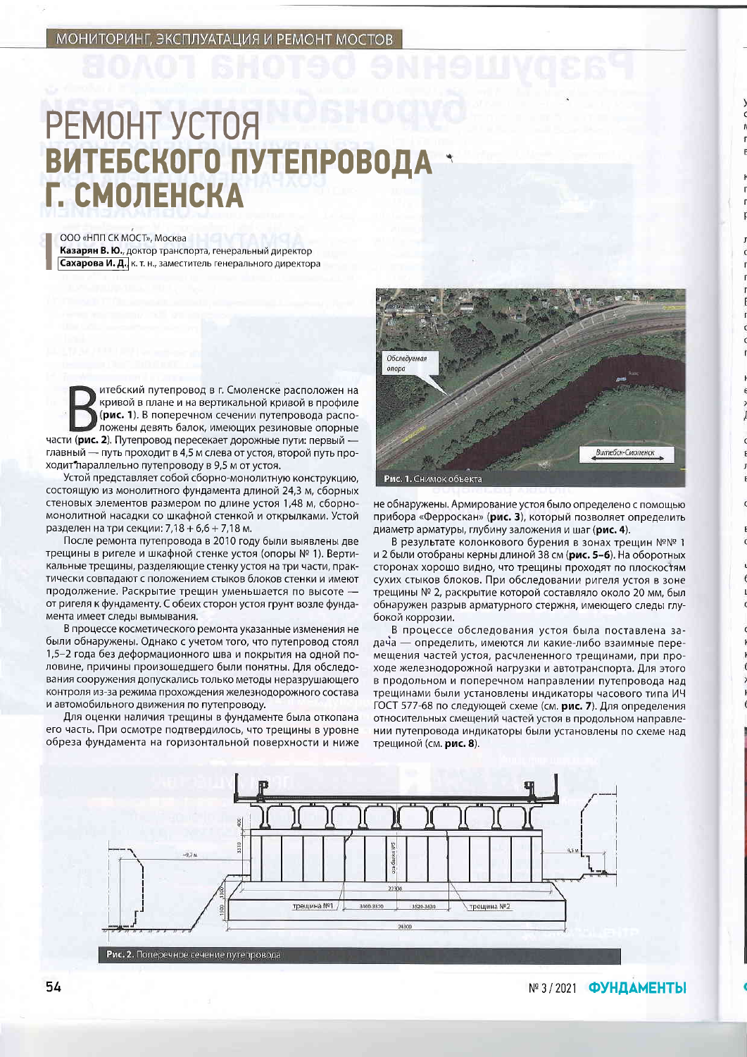# РЕМОНТ УСТОЯ ВИТЕБСКОГО ПУТЕПРОВОДА Г. СМОЛЕНСКА

ООО «НПП СК МОСТ», Москва
**Казарян В. Ю.**, доктор транспорта, генеральный директор
**Сахарова И. Д.**, к. т. н., заместитель генерального директора

Витебский путепровод в г. Смоленске расположен на кривой в плане и на вертикальной кривой в профиле (**рис. 1**). В поперечном сечении путепровода расположены девять балок, имеющих резиновые опорные части (**рис. 2**). Путепровод пересекает дорожные пути: первый — главный — путь проходит в 4,5 м слева от устоя, второй путь проходит параллельно путепроводу в 9,5 м от устоя.

Устой представляет собой сборно-монолитную конструкцию, состоящую из монолитного фундамента длиной 24,3 м, сборных стеновых элементов размером по длине устоя 1,48 м, сборно-монолитной насадки со шкафной стенкой и открылками. Устой разделен на три секции: 7,18 + 6,6 + 7,18 м.

После ремонта путепровода в 2010 году были выявлены две трещины в ригеле и шкафной стенке устоя (опоры № 1). Вертикальные трещины, разделяющие стенку устоя на три части, практически совпадают с положением стыков блоков стенки и имеют продолжение. Раскрытие трещин уменьшается по высоте — от ригеля к фундаменту. С обеих сторон устоя грунт возле фундамента имеет следы вымывания.

В процессе косметического ремонта указанные изменения не были обнаружены. Однако с учетом того, что путепровод стоял 1,5–2 года без деформационного шва и покрытия на одной половине, причины произошедшего были понятны. Для обследования сооружения допускались только методы неразрушающего контроля из-за режима прохождения железнодорожного состава и автомобильного движения по путепроводу.

Для оценки наличия трещины в фундаменте была откопана его часть. При осмотре подтвердилось, что трещины в уровне обреза фундамента на горизонтальной поверхности и ниже не обнаружены. Армирование устоя было определено с помощью прибора «Ферроскан» (**рис. 3**), который позволяет определить диаметр арматуры, глубину заложения и шаг (**рис. 4**).

В результате колонкового бурения в зонах трещин №№ 1 и 2 были отобраны керны длиной 38 см (**рис. 5–6**). На оборотных сторонах хорошо видно, что трещины проходят по плоскостям сухих стыков блоков. При обследовании ригеля устоя в зоне трещины № 2, раскрытие которой составляло около 20 мм, был обнаружен разрыв арматурного стержня, имеющего следы глубокой коррозии.

В процессе обследования устоя была поставлена задача — определить, имеются ли какие-либо взаимные перемещения частей устоя, расчлененного трещинами, при проходе железнодорожной нагрузки и автотранспорта. Для этого в продольном и поперечном направлении путепровода над трещинами были установлены индикаторы часового типа ИЧ ГОСТ 577-68 по следующей схеме (см. **рис. 7**). Для определения относительных смещений частей устоя в продольном направлении путепровода индикаторы были установлены по схеме над трещиной (см. **рис. 8**).

Обследуемая опора

Витебск-Смоленск

**Рис. 1.** Снимок объекта

~9,7 м; 9,5 м; 3310; 400; 1500; 1500; 22300; 24300; 3400-3520; 3520-3630; Стык блоков №; трещина №1; трещина №2

**Рис. 2.** Поперечное сечение путепровода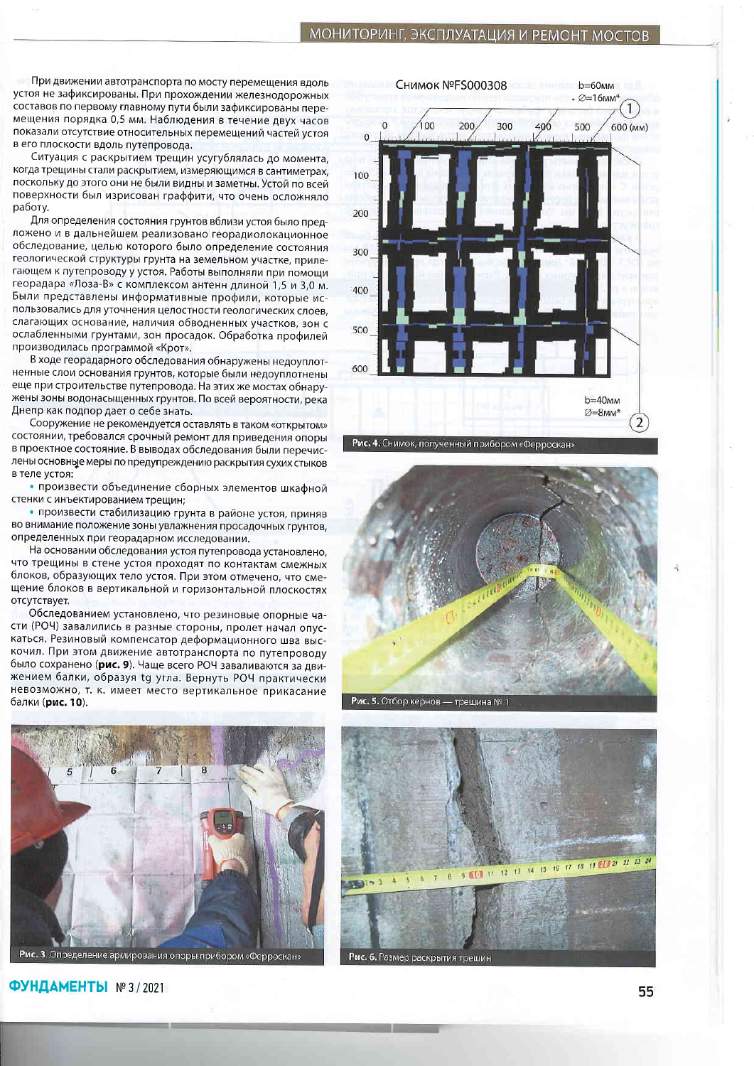При движении автотранспорта по мосту перемещения вдоль устоя не зафиксированы. При прохождении железнодорожных составов по первому главному пути были зафиксированы перемещения порядка 0,5 мм. Наблюдения в течение двух часов показали отсутствие относительных перемещений частей устоя в его плоскости вдоль путепровода.

Ситуация с раскрытием трещин усугублялась до момента, когда трещины стали раскрытием, измеряющимся в сантиметрах, поскольку до этого они не были видны и заметны. Устой по всей поверхности был изрисован граффити, что очень осложняло работу.

Для определения состояния грунтов вблизи устоя было предложено и в дальнейшем реализовано георадиолокационное обследование, целью которого было определение состояния геологической структуры грунта на земельном участке, прилегающем к путепроводу у устоя. Работы выполняли при помощи георадара «Лоза-В» с комплексом антенн длиной 1,5 и 3,0 м. Были представлены информативные профили, которые использовались для уточнения целостности геологических слоев, слагающих основание, наличия обводненных участков, зон с ослабленными грунтами, зон просадок. Обработка профилей производилась программой «Крот».

В ходе георадарного обследования обнаружены недоуплотненные слои основания грунтов, которые были недоуплотнены еще при строительстве путепровода. На этих же мостах обнаружены зоны водонасыщенных грунтов. По всей вероятности, река Днепр как подпор дает о себе знать.

Сооружение не рекомендуется оставлять в таком «открытом» состоянии, требовался срочный ремонт для приведения опоры в проектное состояние. В выводах обследования были перечислены основные меры по предупреждению раскрытия сухих стыков в теле устоя:

- произвести объединение сборных элементов шкафной стенки с инъектированием трещин;
- произвести стабилизацию грунта в районе устоя, приняв во внимание положение зоны увлажнения просадочных грунтов, определенных при георадарном исследовании.

На основании обследования устоя путепровода установлено, что трещины в стене устоя проходят по контактам смежных блоков, образующих тело устоя. При этом отмечено, что смещение блоков в вертикальной и горизонтальной плоскостях отсутствует.

Обследованием установлено, что резиновые опорные части (РОЧ) завалились в разные стороны, пролет начал опускаться. Резиновый компенсатор деформационного шва выскочил. При этом движение автотранспорта по путепроводу было сохранено (**рис. 9**). Чаще всего РОЧ заваливаются за движением балки, образуя tg угла. Вернуть РОЧ практически невозможно, т. к. имеет место вертикальное прикасание балки (**рис. 10**).

Рис. 3. Определение армирования опоры прибором «Ферроскан»

Рис. 4. Снимок, полученный прибором «Ферроскан»

Рис. 5. Отбор кернов — трещина № 1

Рис. 6. Размер раскрытия трещин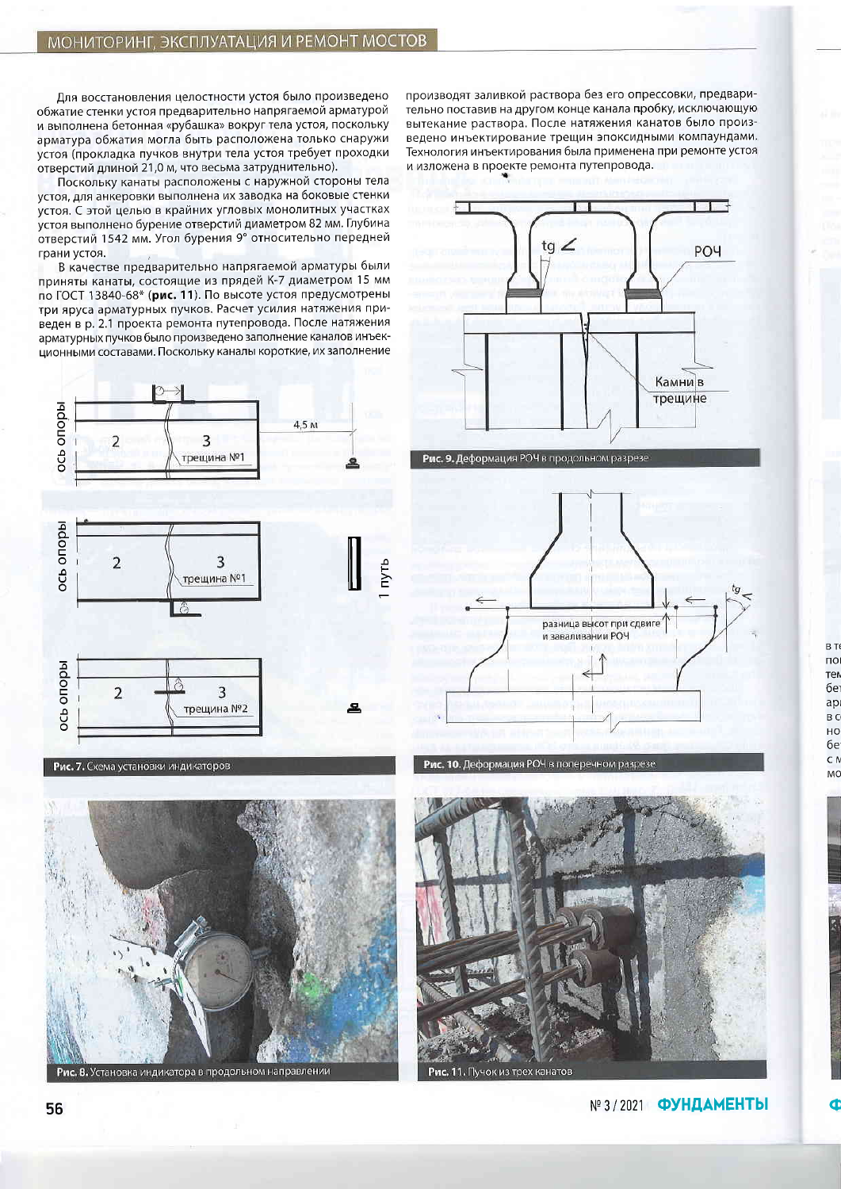Для восстановления целостности устоя было произведено обжатие стенки устоя предварительно напрягаемой арматурой и выполнена бетонная «рубашка» вокруг тела устоя, поскольку арматура обжатия могла быть расположена только снаружи устоя (прокладка пучков внутри тела устоя требует проходки отверстий длиной 21,0 м, что весьма затруднительно).

Поскольку канаты расположены с наружной стороны тела устоя, для анкеровки выполнена их заводка на боковые стенки устоя. С этой целью в крайних угловых монолитных участках устоя выполнено бурение отверстий диаметром 82 мм. Глубина отверстий 1542 мм. Угол бурения 9° относительно передней грани устоя.

В качестве предварительно напрягаемой арматуры были приняты канаты, состоящие из прядей К-7 диаметром 15 мм по ГОСТ 13840-68* (**рис. 11**). По высоте устоя предусмотрены три яруса арматурных пучков. Расчет усилия натяжения приведен в р. 2.1 проекта ремонта путепровода. После натяжения арматурных пучков было произведено заполнение каналов инъекционными составами. Поскольку каналы короткие, их заполнение производят заливкой раствора без его опрессовки, предварительно поставив на другом конце канала пробку, исключающую вытекание раствора. После натяжения канатов было произведено инъектирование трещин эпоксидными компаундами. Технология инъектирования была применена при ремонте устоя и изложена в проекте ремонта путепровода.

**Рис. 7.** Схема установки индикаторов

**Рис. 8.** Установка индикатора в продольном направлении

**Рис. 9.** Деформация РОЧ в продольном разрезе

**Рис. 10.** Деформация РОЧ в поперечном разрезе

**Рис. 11.** Пучок из трех канатов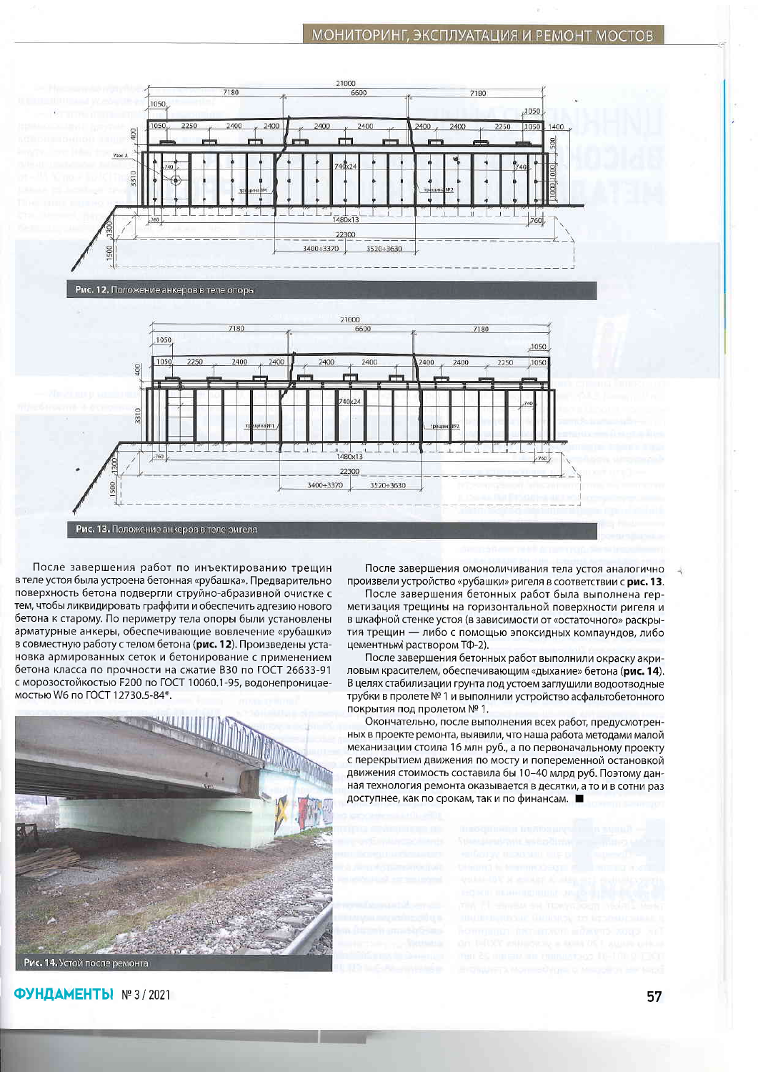Рис. 12. Положение анкеров в теле опоры

Рис. 13. Положение анкеров в теле ригеля

После завершения работ по инъектированию трещин в теле устоя была устроена бетонная «рубашка». Предварительно поверхность бетона подвергли струйно-абразивной очистке с тем, чтобы ликвидировать граффити и обеспечить адгезию нового бетона к старому. По периметру тела опоры были установлены арматурные анкеры, обеспечивающие вовлечение «рубашки» в совместную работу с телом бетона (**рис. 12**). Произведены установка армированных сеток и бетонирование с применением бетона класса по прочности на сжатие В30 по ГОСТ 26633-91 с морозостойкостью F200 по ГОСТ 10060.1-95, водонепроницаемостью W6 по ГОСТ 12730.5-84*.

Рис. 14. Устой после ремонта

После завершения омоноличивания тела устоя аналогично произвели устройство «рубашки» ригеля в соответствии с **рис. 13**.

После завершения бетонных работ была выполнена герметизация трещины на горизонтальной поверхности ригеля и в шкафной стенке устоя (в зависимости от «остаточного» раскрытия трещин — либо с помощью эпоксидных компаундов, либо цементным раствором ТФ-2).

После завершения бетонных работ выполнили окраску акриловым красителем, обеспечивающим «дыхание» бетона (**рис. 14**). В целях стабилизации грунта под устоем заглушили водоотводные трубки в пролете № 1 и выполнили устройство асфальтобетонного покрытия под пролетом № 1.

Окончательно, после выполнения всех работ, предусмотренных в проекте ремонта, выявили, что наша работа методами малой механизации стоила 16 млн руб., а по первоначальному проекту с перекрытием движения по мосту и попеременной остановкой движения стоимость составила бы 10–40 млрд руб. Поэтому данная технология ремонта оказывается в десятки, а то и в сотни раз доступнее, как по срокам, так и по финансам. ■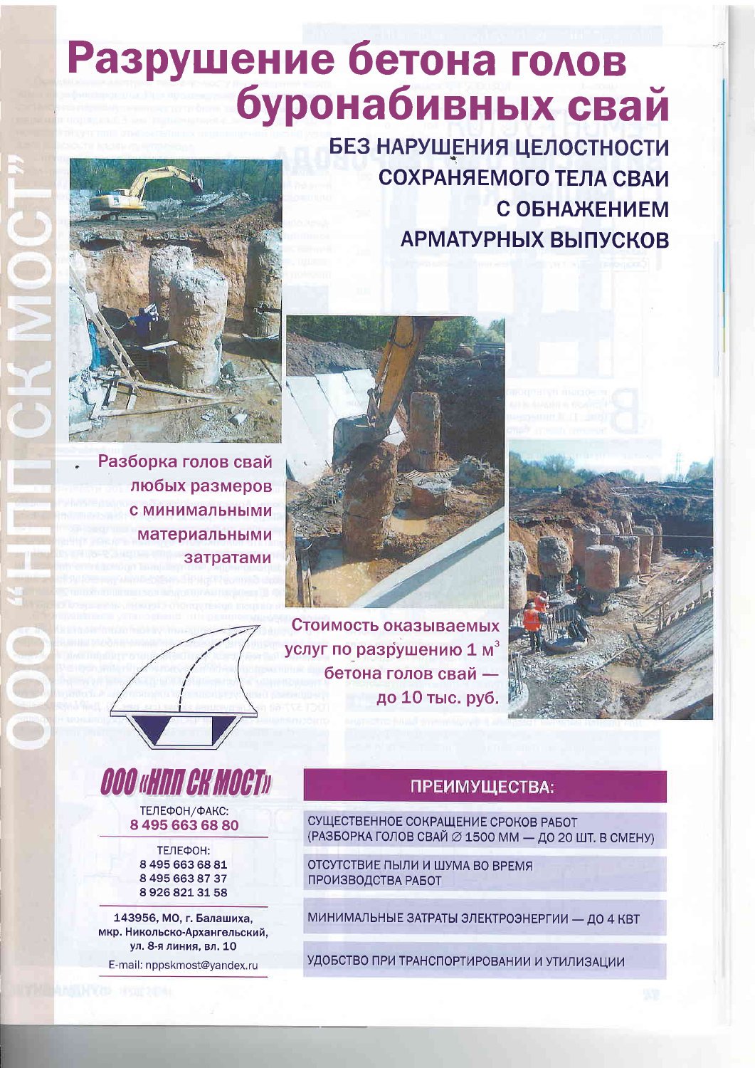# Разрушение бетона голов буронабивных свай

## БЕЗ НАРУШЕНИЯ ЦЕЛОСТНОСТИ СОХРАНЯЕМОГО ТЕЛА СВАИ С ОБНАЖЕНИЕМ АРМАТУРНЫХ ВЫПУСКОВ

- Разборка голов свай любых размеров с минимальными материальными затратами

Стоимость оказываемых услуг по разрушению 1 м$^3$ бетона голов свай — до 10 тыс. руб.

**ООО «НПП СК МОСТ»**

ТЕЛЕФОН/ФАКС:
8 495 663 68 80

ТЕЛЕФОН:
8 495 663 68 81
8 495 663 87 37
8 926 821 31 58

143956, МО, г. Балашиха, мкр. Никольско-Архангельский, ул. 8-я линия, вл. 10

E-mail: nppskmost@yandex.ru

### ПРЕИМУЩЕСТВА:

- СУЩЕСТВЕННОЕ СОКРАЩЕНИЕ СРОКОВ РАБОТ (РАЗБОРКА ГОЛОВ СВАЙ ∅ 1500 ММ — ДО 20 ШТ. В СМЕНУ)
- ОТСУТСТВИЕ ПЫЛИ И ШУМА ВО ВРЕМЯ ПРОИЗВОДСТВА РАБОТ
- МИНИМАЛЬНЫЕ ЗАТРАТЫ ЭЛЕКТРОЭНЕРГИИ — ДО 4 КВТ
- УДОБСТВО ПРИ ТРАНСПОРТИРОВАНИИ И УТИЛИЗАЦИИ